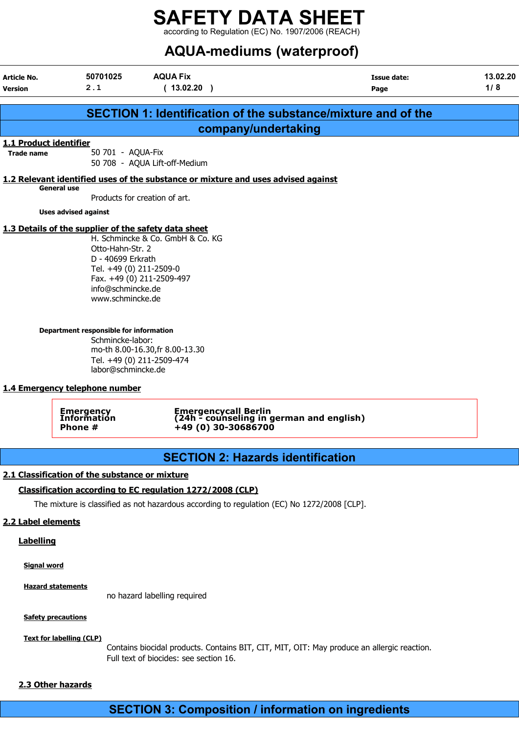# SAFETY DATA SHEET

according to Regulation (EC) No. 1907/2006 (REACH)

# AQUA-mediums (waterproof)

| Article No. | 50701025 | AQUA Fix | Issue date: | 13.02.20 |
|---|---|---|---|---|
| Version | 2 . 1 | ( 13.02.20 ) | | |

## SECTION 1: Identification of the substance/mixture and of the company/undertaking

### 1.1 Product identifier

**Trade name**
50 701 - AQUA-Fix
50 708 - AQUA Lift-off-Medium

### 1.2 Relevant identified uses of the substance or mixture and uses advised against

**General use**

Products for creation of art.

**Uses advised against**

### 1.3 Details of the supplier of the safety data sheet

H. Schmincke & Co. GmbH & Co. KG
Otto-Hahn-Str. 2
D - 40699 Erkrath
Tel. +49 (0) 211-2509-0
Fax. +49 (0) 211-2509-497
info@schmincke.de
www.schmincke.de

**Department responsible for information**

Schmincke-labor:
mo-th 8.00-16.30,fr 8.00-13.30
Tel. +49 (0) 211-2509-474
labor@schmincke.de

### 1.4 Emergency telephone number

**Emergency Information Phone #**
**Emergencycall Berlin (24h - counseling in german and english) +49 (0) 30-30686700**

## SECTION 2: Hazards identification

### 2.1 Classification of the substance or mixture

#### Classification according to EC regulation 1272/2008 (CLP)

The mixture is classified as not hazardous according to regulation (EC) No 1272/2008 [CLP].

### 2.2 Label elements

#### Labelling

**Signal word**

**Hazard statements**

no hazard labelling required

**Safety precautions**

**Text for labelling (CLP)**

Contains biocidal products. Contains BIT, CIT, MIT, OIT: May produce an allergic reaction.
Full text of biocides: see section 16.

### 2.3 Other hazards

## SECTION 3: Composition / information on ingredients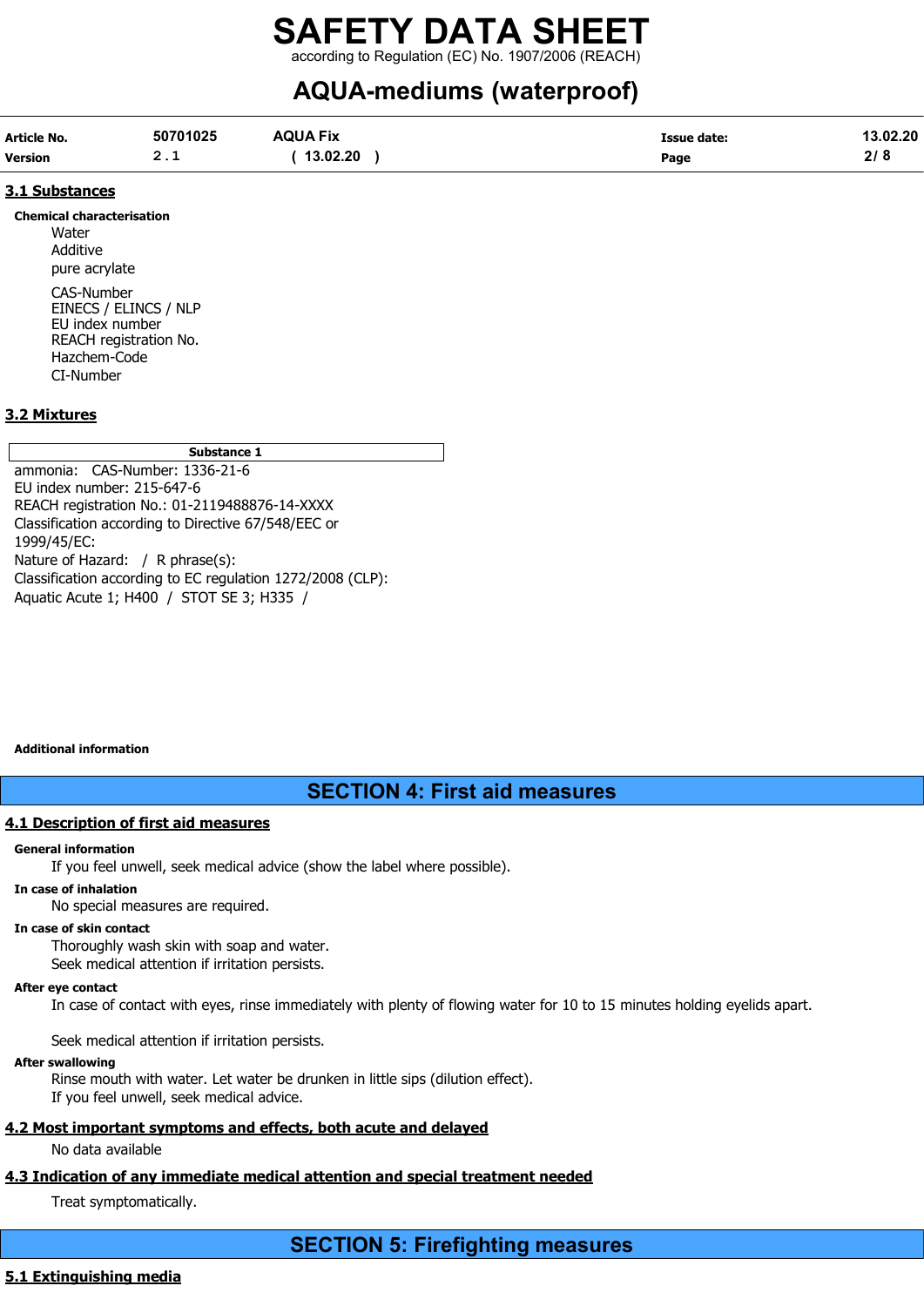## 3.1 Substances

**Chemical characterisation**

Water
Additive
pure acrylate

CAS-Number
EINECS / ELINCS / NLP
EU index number
REACH registration No.
Hazchem-Code
CI-Number

## 3.2 Mixtures

| Substance 1 |
| --- |

ammonia: CAS-Number: 1336-21-6
EU index number: 215-647-6
REACH registration No.: 01-2119488876-14-XXXX
Classification according to Directive 67/548/EEC or 1999/45/EC:
Nature of Hazard: / R phrase(s):
Classification according to EC regulation 1272/2008 (CLP):
Aquatic Acute 1; H400 / STOT SE 3; H335 /

**Additional information**

# SECTION 4: First aid measures

## 4.1 Description of first aid measures

**General information**

If you feel unwell, seek medical advice (show the label where possible).

**In case of inhalation**

No special measures are required.

**In case of skin contact**

Thoroughly wash skin with soap and water.
Seek medical attention if irritation persists.

**After eye contact**

In case of contact with eyes, rinse immediately with plenty of flowing water for 10 to 15 minutes holding eyelids apart.

Seek medical attention if irritation persists.

**After swallowing**

Rinse mouth with water. Let water be drunken in little sips (dilution effect).
If you feel unwell, seek medical advice.

## 4.2 Most important symptoms and effects, both acute and delayed

No data available

## 4.3 Indication of any immediate medical attention and special treatment needed

Treat symptomatically.

# SECTION 5: Firefighting measures

## 5.1 Extinguishing media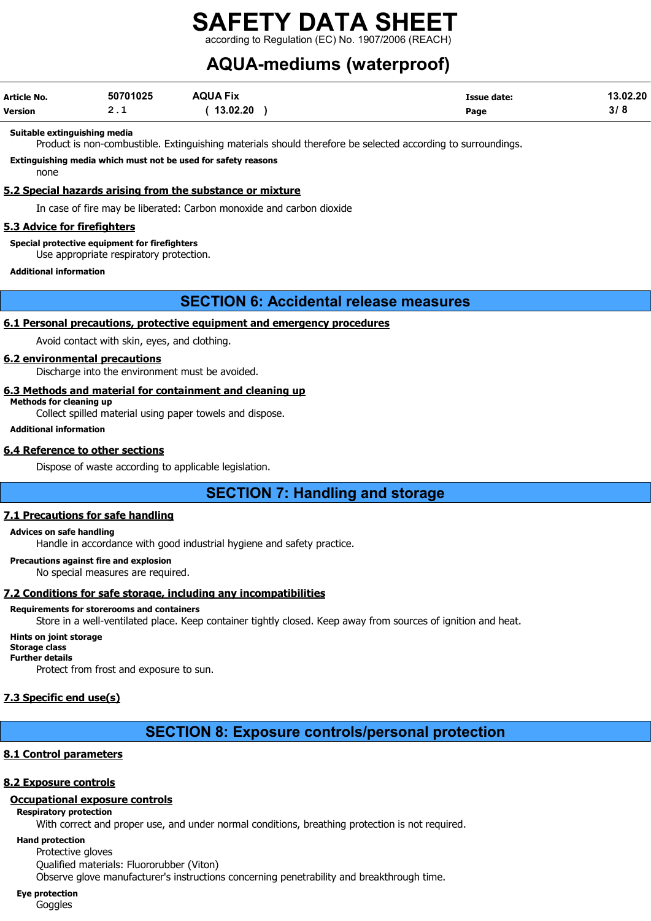**Suitable extinguishing media**

Product is non-combustible. Extinguishing materials should therefore be selected according to surroundings.

**Extinguishing media which must not be used for safety reasons**

none

### 5.2 Special hazards arising from the substance or mixture

In case of fire may be liberated: Carbon monoxide and carbon dioxide

### 5.3 Advice for firefighters

**Special protective equipment for firefighters**

Use appropriate respiratory protection.

**Additional information**

## SECTION 6: Accidental release measures

### 6.1 Personal precautions, protective equipment and emergency procedures

Avoid contact with skin, eyes, and clothing.

### 6.2 environmental precautions

Discharge into the environment must be avoided.

### 6.3 Methods and material for containment and cleaning up

**Methods for cleaning up**

Collect spilled material using paper towels and dispose.

**Additional information**

### 6.4 Reference to other sections

Dispose of waste according to applicable legislation.

## SECTION 7: Handling and storage

### 7.1 Precautions for safe handling

**Advices on safe handling**

Handle in accordance with good industrial hygiene and safety practice.

**Precautions against fire and explosion**

No special measures are required.

### 7.2 Conditions for safe storage, including any incompatibilities

**Requirements for storerooms and containers**

Store in a well-ventilated place. Keep container tightly closed. Keep away from sources of ignition and heat.

**Hints on joint storage**

**Storage class**

**Further details**

Protect from frost and exposure to sun.

### 7.3 Specific end use(s)

## SECTION 8: Exposure controls/personal protection

### 8.1 Control parameters

### 8.2 Exposure controls

#### Occupational exposure controls

**Respiratory protection**

With correct and proper use, and under normal conditions, breathing protection is not required.

**Hand protection**

Protective gloves

Qualified materials: Fluororubber (Viton)

Observe glove manufacturer's instructions concerning penetrability and breakthrough time.

**Eye protection**

Goggles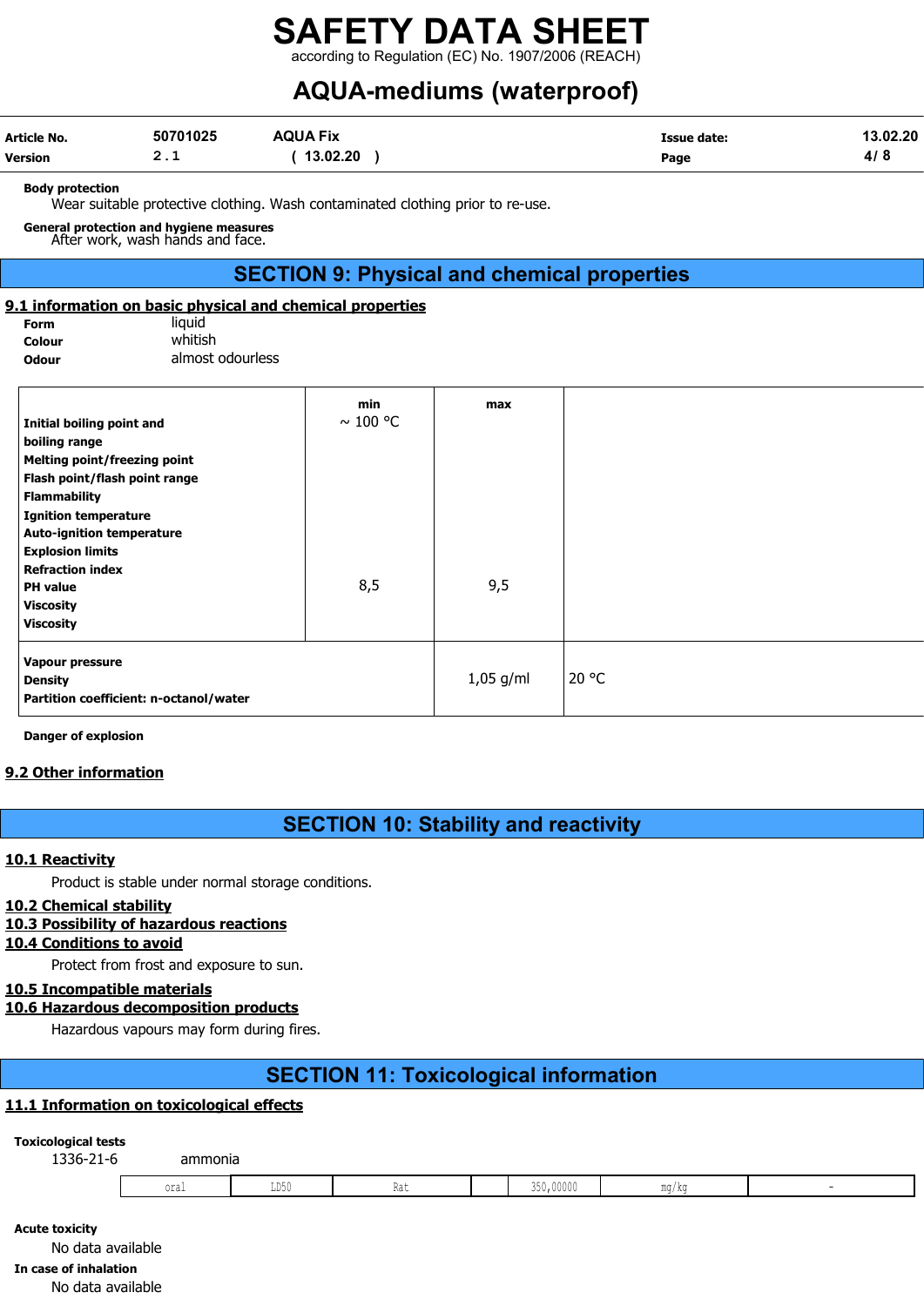**Body protection**

Wear suitable protective clothing. Wash contaminated clothing prior to re-use.

**General protection and hygiene measures**

After work, wash hands and face.

## SECTION 9: Physical and chemical properties

### 9.1 information on basic physical and chemical properties

**Form** liquid
**Colour** whitish
**Odour** almost odourless

| | min | max | |
|---|---|---|---|
| **Initial boiling point and boiling range** | ~ 100 °C | | |
| **Melting point/freezing point** | | | |
| **Flash point/flash point range** | | | |
| **Flammability** | | | |
| **Ignition temperature** | | | |
| **Auto-ignition temperature** | | | |
| **Explosion limits** | | | |
| **Refraction index** | | | |
| **PH value** | 8,5 | 9,5 | |
| **Viscosity** | | | |
| **Viscosity** | | | |
| **Vapour pressure** | | | |
| **Density** | | 1,05 g/ml | 20 °C |
| **Partition coefficient: n-octanol/water** | | | |

**Danger of explosion**

### 9.2 Other information

## SECTION 10: Stability and reactivity

### 10.1 Reactivity

Product is stable under normal storage conditions.

### 10.2 Chemical stability

### 10.3 Possibility of hazardous reactions

### 10.4 Conditions to avoid

Protect from frost and exposure to sun.

### 10.5 Incompatible materials

### 10.6 Hazardous decomposition products

Hazardous vapours may form during fires.

## SECTION 11: Toxicological information

### 11.1 Information on toxicological effects

**Toxicological tests**

1336-21-6 ammonia

| oral | LD50 | Rat | | 350,00000 | mg/kg | - |
|---|---|---|---|---|---|---|

**Acute toxicity**

No data available

**In case of inhalation**

No data available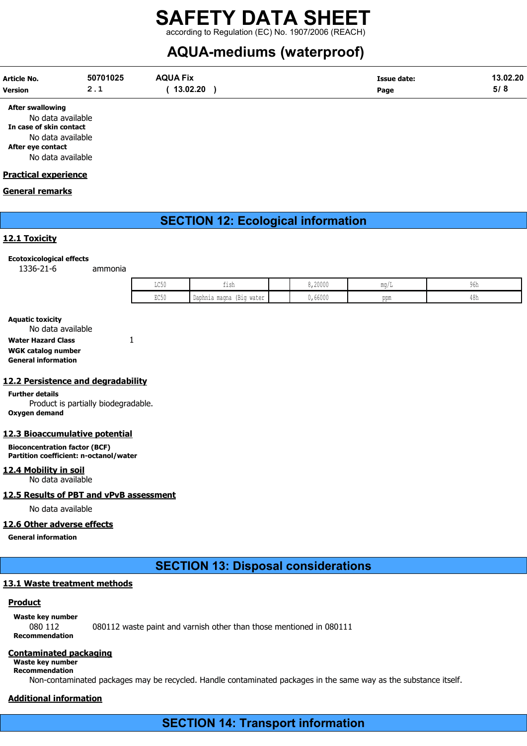**After swallowing**

No data available

**In case of skin contact**

No data available

**After eye contact**

No data available

**Practical experience**

**General remarks**

## SECTION 12: Ecological information

### 12.1 Toxicity

**Ecotoxicological effects**

1336-21-6 ammonia

| | | | | | |
|---|---|---|---|---|---|
| LC50 | fish | | 8,20000 | mg/L | 96h |
| EC50 | Daphnia magna (Big water | | 0,66000 | ppm | 48h |

**Aquatic toxicity**

No data available

**Water Hazard Class** 1

**WGK catalog number**

**General information**

### 12.2 Persistence and degradability

**Further details**

Product is partially biodegradable.

**Oxygen demand**

### 12.3 Bioaccumulative potential

**Bioconcentration factor (BCF)**

**Partition coefficient: n-octanol/water**

### 12.4 Mobility in soil

No data available

### 12.5 Results of PBT and vPvB assessment

No data available

### 12.6 Other adverse effects

**General information**

## SECTION 13: Disposal considerations

### 13.1 Waste treatment methods

**Product**

**Waste key number**

080 112 080112 waste paint and varnish other than those mentioned in 080111

**Recommendation**

**Contaminated packaging**

**Waste key number**

**Recommendation**

Non-contaminated packages may be recycled. Handle contaminated packages in the same way as the substance itself.

**Additional information**

## SECTION 14: Transport information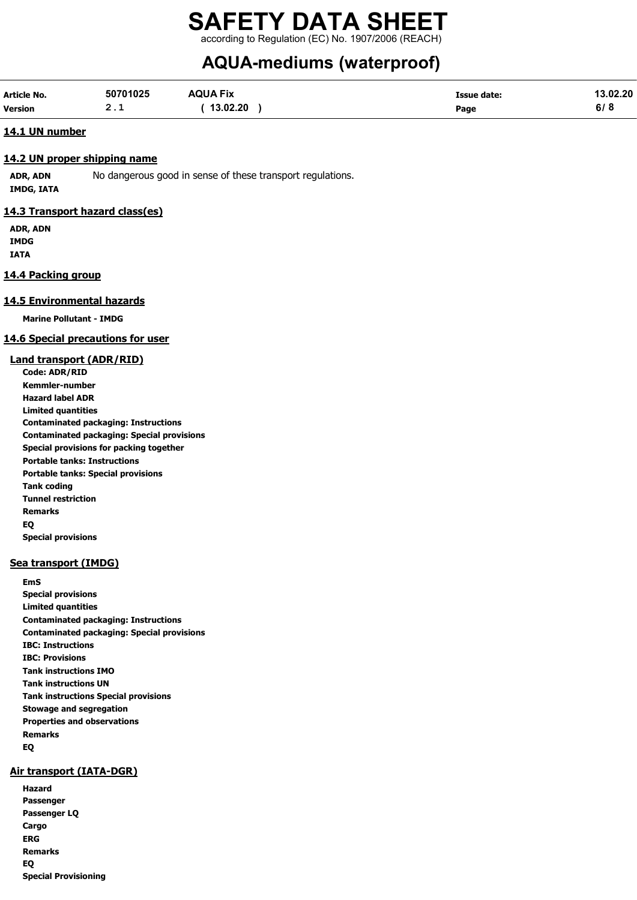### 14.1 UN number

### 14.2 UN proper shipping name

**ADR, ADN**
**IMDG, IATA**

No dangerous good in sense of these transport regulations.

### 14.3 Transport hazard class(es)

**ADR, ADN**
**IMDG**
**IATA**

### 14.4 Packing group

### 14.5 Environmental hazards

**Marine Pollutant - IMDG**

### 14.6 Special precautions for user

#### Land transport (ADR/RID)

**Code: ADR/RID**
**Kemmler-number**
**Hazard label ADR**
**Limited quantities**
**Contaminated packaging: Instructions**
**Contaminated packaging: Special provisions**
**Special provisions for packing together**
**Portable tanks: Instructions**
**Portable tanks: Special provisions**
**Tank coding**
**Tunnel restriction**
**Remarks**
**EQ**
**Special provisions**

#### Sea transport (IMDG)

**EmS**
**Special provisions**
**Limited quantities**
**Contaminated packaging: Instructions**
**Contaminated packaging: Special provisions**
**IBC: Instructions**
**IBC: Provisions**
**Tank instructions IMO**
**Tank instructions UN**
**Tank instructions Special provisions**
**Stowage and segregation**
**Properties and observations**
**Remarks**
**EQ**

#### Air transport (IATA-DGR)

**Hazard**
**Passenger**
**Passenger LQ**
**Cargo**
**ERG**
**Remarks**
**EQ**
**Special Provisioning**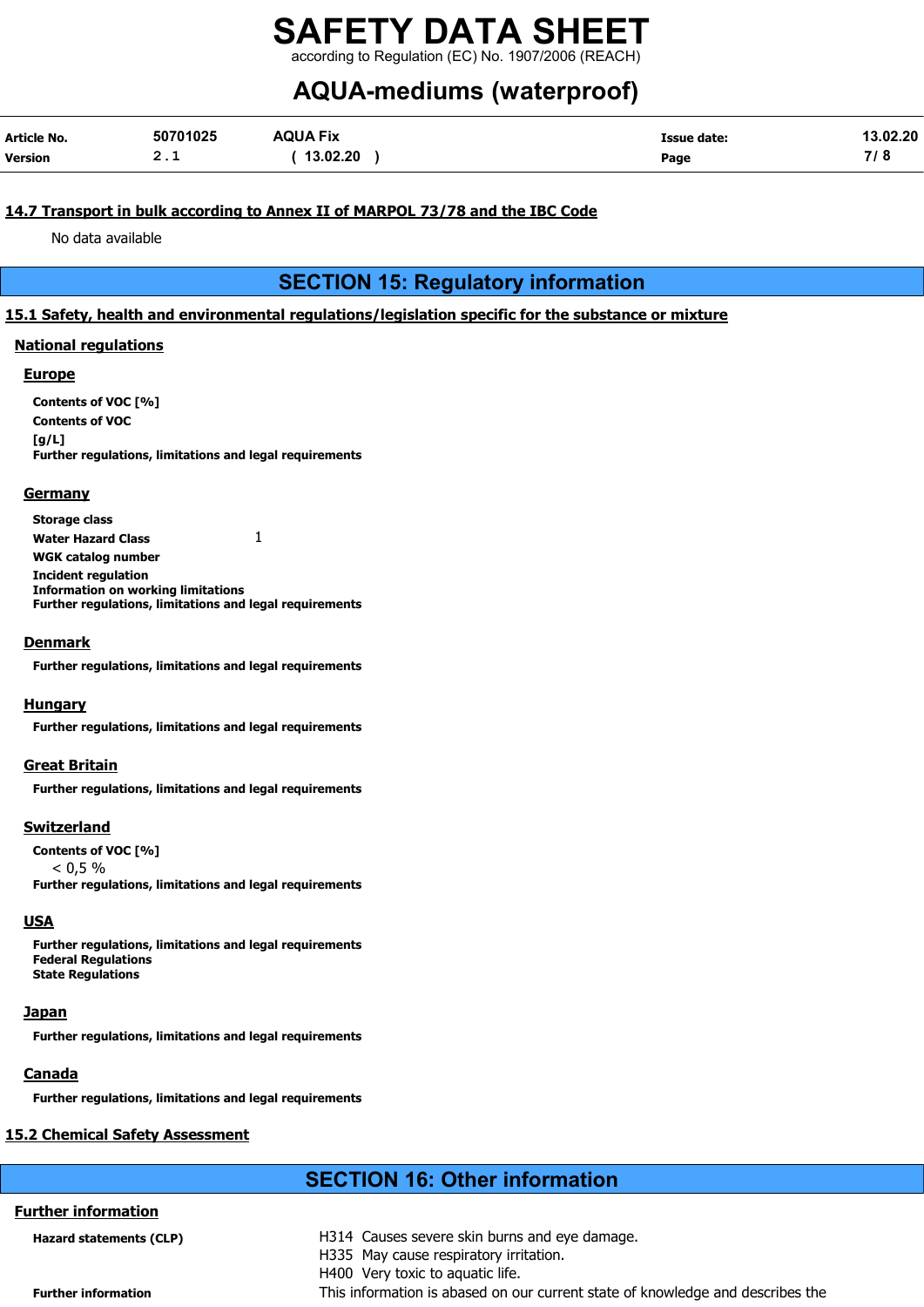### 14.7 Transport in bulk according to Annex II of MARPOL 73/78 and the IBC Code

No data available

## SECTION 15: Regulatory information

### 15.1 Safety, health and environmental regulations/legislation specific for the substance or mixture

#### National regulations

##### Europe

**Contents of VOC [%]**

**Contents of VOC [g/L]**

**Further regulations, limitations and legal requirements**

##### Germany

**Storage class**

**Water Hazard Class** 1

**WGK catalog number**

**Incident regulation**

**Information on working limitations**

**Further regulations, limitations and legal requirements**

##### Denmark

**Further regulations, limitations and legal requirements**

##### Hungary

**Further regulations, limitations and legal requirements**

##### Great Britain

**Further regulations, limitations and legal requirements**

##### Switzerland

**Contents of VOC [%]**

< 0,5 %

**Further regulations, limitations and legal requirements**

##### USA

**Further regulations, limitations and legal requirements**

**Federal Regulations**

**State Regulations**

##### Japan

**Further regulations, limitations and legal requirements**

##### Canada

**Further regulations, limitations and legal requirements**

### 15.2 Chemical Safety Assessment

## SECTION 16: Other information

#### Further information

**Hazard statements (CLP)**

H314 Causes severe skin burns and eye damage.
H335 May cause respiratory irritation.
H400 Very toxic to aquatic life.

**Further information**

This information is abased on our current state of knowledge and describes the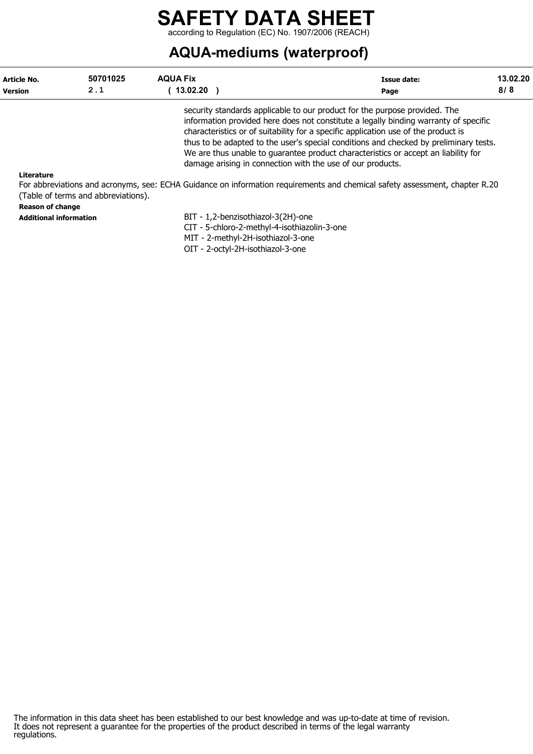security standards applicable to our product for the purpose provided. The information provided here does not constitute a legally binding warranty of specific characteristics or of suitability for a specific application use of the product is thus to be adapted to the user's special conditions and checked by preliminary tests. We are thus unable to guarantee product characteristics or accept an liability for damage arising in connection with the use of our products.

**Literature**

For abbreviations and acronyms, see: ECHA Guidance on information requirements and chemical safety assessment, chapter R.20 (Table of terms and abbreviations).

**Reason of change**

**Additional information**

BIT - 1,2-benzisothiazol-3(2H)-one
CIT - 5-chloro-2-methyl-4-isothiazolin-3-one
MIT - 2-methyl-2H-isothiazol-3-one
OIT - 2-octyl-2H-isothiazol-3-one